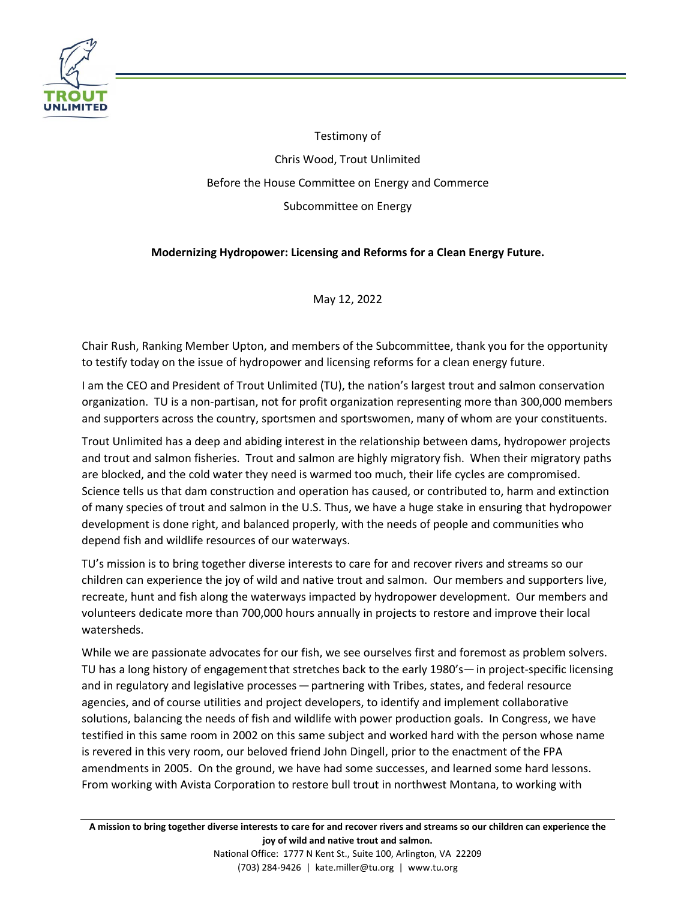Testimony of

Chris Wood, Trout Unlimited

Before the House Committee on Energy and Commerce

Subcommittee on Energy

**Modernizing Hydropower: Licensing and Reforms for a Clean Energy Future.**

May 12, 2022

Chair Rush, Ranking Member Upton, and members of the Subcommittee, thank you for the opportunity to testify today on the issue of hydropower and licensing reforms for a clean energy future.

I am the CEO and President of Trout Unlimited (TU), the nation's largest trout and salmon conservation organization. TU is a non-partisan, not for profit organization representing more than 300,000 members and supporters across the country, sportsmen and sportswomen, many of whom are your constituents.

Trout Unlimited has a deep and abiding interest in the relationship between dams, hydropower projects and trout and salmon fisheries. Trout and salmon are highly migratory fish. When their migratory paths are blocked, and the cold water they need is warmed too much, their life cycles are compromised. Science tells us that dam construction and operation has caused, or contributed to, harm and extinction of many species of trout and salmon in the U.S. Thus, we have a huge stake in ensuring that hydropower development is done right, and balanced properly, with the needs of people and communities who depend fish and wildlife resources of our waterways.

TU's mission is to bring together diverse interests to care for and recover rivers and streams so our children can experience the joy of wild and native trout and salmon. Our members and supporters live, recreate, hunt and fish along the waterways impacted by hydropower development. Our members and volunteers dedicate more than 700,000 hours annually in projects to restore and improve their local watersheds.

While we are passionate advocates for our fish, we see ourselves first and foremost as problem solvers. TU has a long history of engagement that stretches back to the early 1980's— in project-specific licensing and in regulatory and legislative processes — partnering with Tribes, states, and federal resource agencies, and of course utilities and project developers, to identify and implement collaborative solutions, balancing the needs of fish and wildlife with power production goals. In Congress, we have testified in this same room in 2002 on this same subject and worked hard with the person whose name is revered in this very room, our beloved friend John Dingell, prior to the enactment of the FPA amendments in 2005. On the ground, we have had some successes, and learned some hard lessons. From working with Avista Corporation to restore bull trout in northwest Montana, to working with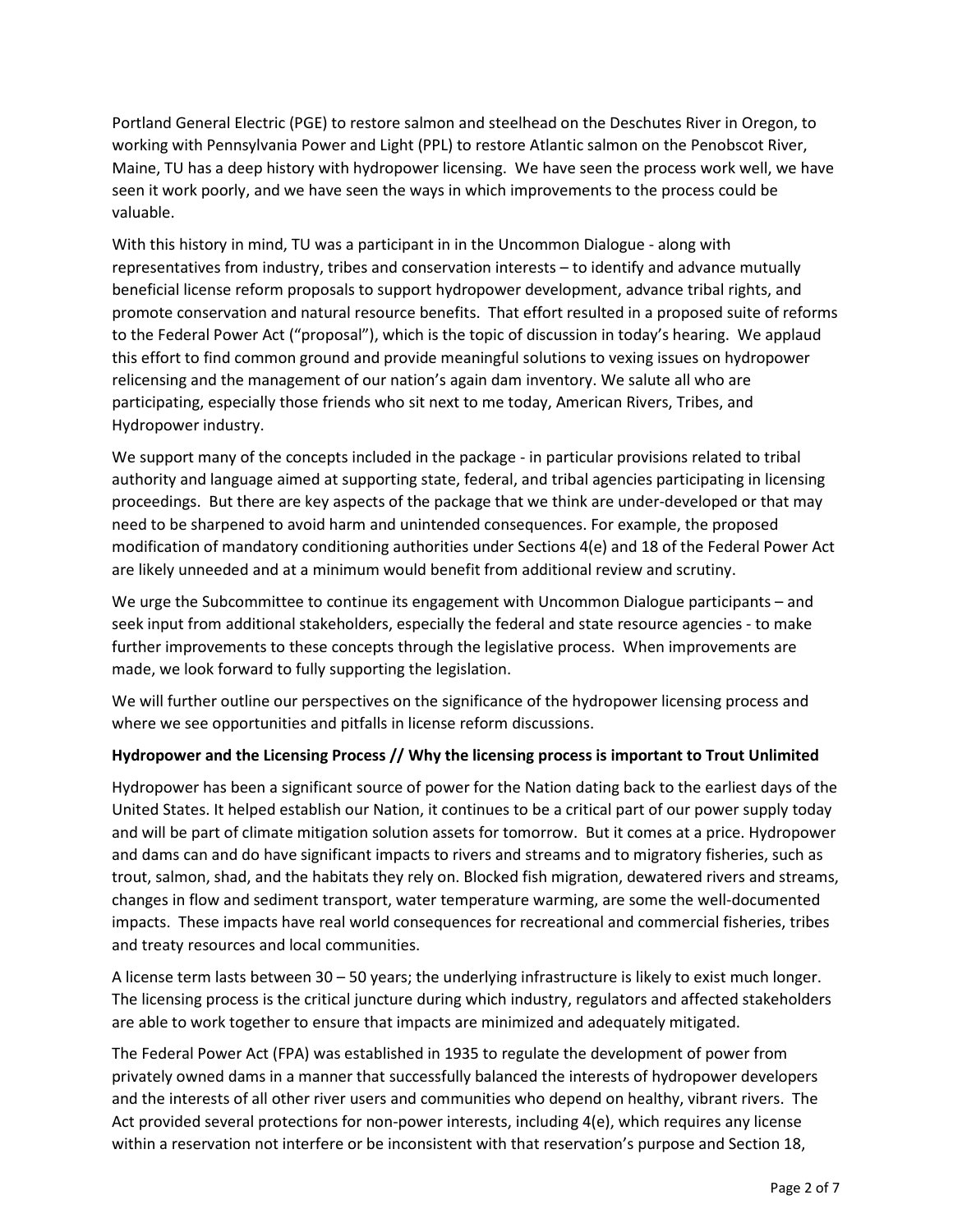Portland General Electric (PGE) to restore salmon and steelhead on the Deschutes River in Oregon, to working with Pennsylvania Power and Light (PPL) to restore Atlantic salmon on the Penobscot River, Maine, TU has a deep history with hydropower licensing. We have seen the process work well, we have seen it work poorly, and we have seen the ways in which improvements to the process could be valuable.

With this history in mind, TU was a participant in in the Uncommon Dialogue - along with representatives from industry, tribes and conservation interests – to identify and advance mutually beneficial license reform proposals to support hydropower development, advance tribal rights, and promote conservation and natural resource benefits. That effort resulted in a proposed suite of reforms to the Federal Power Act ("proposal"), which is the topic of discussion in today's hearing. We applaud this effort to find common ground and provide meaningful solutions to vexing issues on hydropower relicensing and the management of our nation's again dam inventory. We salute all who are participating, especially those friends who sit next to me today, American Rivers, Tribes, and Hydropower industry.

We support many of the concepts included in the package - in particular provisions related to tribal authority and language aimed at supporting state, federal, and tribal agencies participating in licensing proceedings. But there are key aspects of the package that we think are under-developed or that may need to be sharpened to avoid harm and unintended consequences. For example, the proposed modification of mandatory conditioning authorities under Sections 4(e) and 18 of the Federal Power Act are likely unneeded and at a minimum would benefit from additional review and scrutiny.

We urge the Subcommittee to continue its engagement with Uncommon Dialogue participants – and seek input from additional stakeholders, especially the federal and state resource agencies - to make further improvements to these concepts through the legislative process. When improvements are made, we look forward to fully supporting the legislation.

We will further outline our perspectives on the significance of the hydropower licensing process and where we see opportunities and pitfalls in license reform discussions.

**Hydropower and the Licensing Process // Why the licensing process is important to Trout Unlimited**

Hydropower has been a significant source of power for the Nation dating back to the earliest days of the United States. It helped establish our Nation, it continues to be a critical part of our power supply today and will be part of climate mitigation solution assets for tomorrow. But it comes at a price. Hydropower and dams can and do have significant impacts to rivers and streams and to migratory fisheries, such as trout, salmon, shad, and the habitats they rely on. Blocked fish migration, dewatered rivers and streams, changes in flow and sediment transport, water temperature warming, are some the well-documented impacts. These impacts have real world consequences for recreational and commercial fisheries, tribes and treaty resources and local communities.

A license term lasts between 30 – 50 years; the underlying infrastructure is likely to exist much longer. The licensing process is the critical juncture during which industry, regulators and affected stakeholders are able to work together to ensure that impacts are minimized and adequately mitigated.

The Federal Power Act (FPA) was established in 1935 to regulate the development of power from privately owned dams in a manner that successfully balanced the interests of hydropower developers and the interests of all other river users and communities who depend on healthy, vibrant rivers. The Act provided several protections for non-power interests, including 4(e), which requires any license within a reservation not interfere or be inconsistent with that reservation's purpose and Section 18,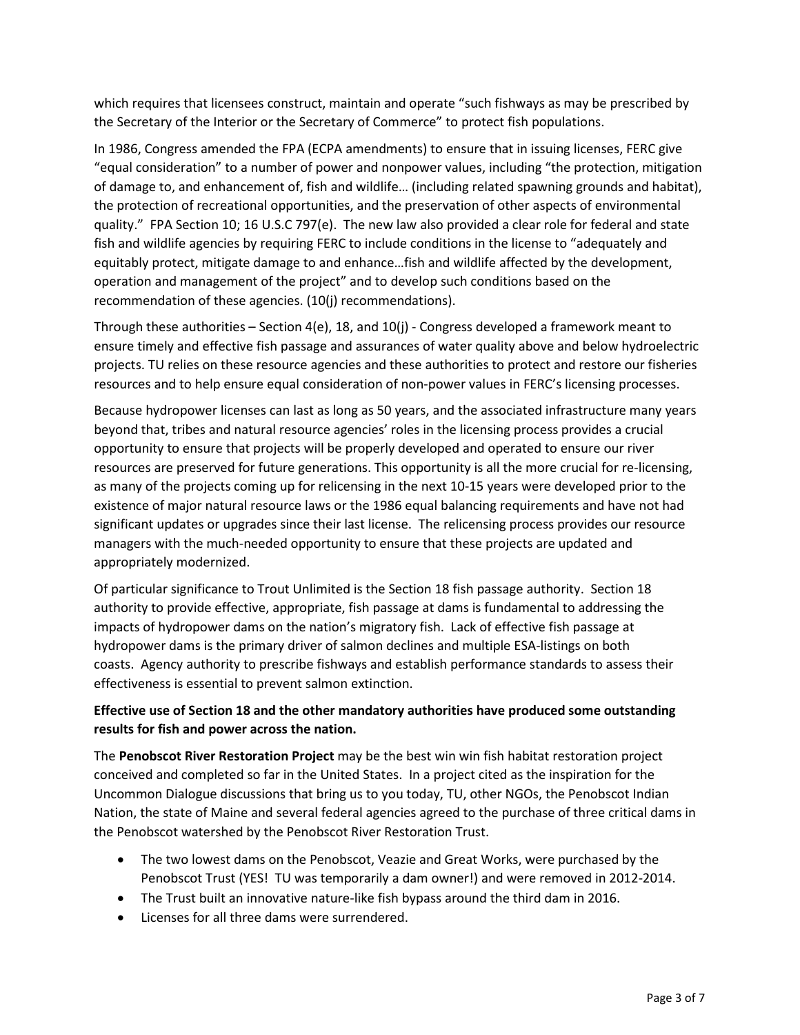which requires that licensees construct, maintain and operate "such fishways as may be prescribed by the Secretary of the Interior or the Secretary of Commerce" to protect fish populations.

In 1986, Congress amended the FPA (ECPA amendments) to ensure that in issuing licenses, FERC give "equal consideration" to a number of power and nonpower values, including "the protection, mitigation of damage to, and enhancement of, fish and wildlife… (including related spawning grounds and habitat), the protection of recreational opportunities, and the preservation of other aspects of environmental quality." FPA Section 10; 16 U.S.C 797(e). The new law also provided a clear role for federal and state fish and wildlife agencies by requiring FERC to include conditions in the license to "adequately and equitably protect, mitigate damage to and enhance…fish and wildlife affected by the development, operation and management of the project" and to develop such conditions based on the recommendation of these agencies. (10(j) recommendations).

Through these authorities – Section 4(e), 18, and 10(j) - Congress developed a framework meant to ensure timely and effective fish passage and assurances of water quality above and below hydroelectric projects. TU relies on these resource agencies and these authorities to protect and restore our fisheries resources and to help ensure equal consideration of non-power values in FERC's licensing processes.

Because hydropower licenses can last as long as 50 years, and the associated infrastructure many years beyond that, tribes and natural resource agencies' roles in the licensing process provides a crucial opportunity to ensure that projects will be properly developed and operated to ensure our river resources are preserved for future generations. This opportunity is all the more crucial for re-licensing, as many of the projects coming up for relicensing in the next 10-15 years were developed prior to the existence of major natural resource laws or the 1986 equal balancing requirements and have not had significant updates or upgrades since their last license. The relicensing process provides our resource managers with the much-needed opportunity to ensure that these projects are updated and appropriately modernized.

Of particular significance to Trout Unlimited is the Section 18 fish passage authority. Section 18 authority to provide effective, appropriate, fish passage at dams is fundamental to addressing the impacts of hydropower dams on the nation's migratory fish. Lack of effective fish passage at hydropower dams is the primary driver of salmon declines and multiple ESA-listings on both coasts. Agency authority to prescribe fishways and establish performance standards to assess their effectiveness is essential to prevent salmon extinction.

**Effective use of Section 18 and the other mandatory authorities have produced some outstanding results for fish and power across the nation.**

The **Penobscot River Restoration Project** may be the best win win fish habitat restoration project conceived and completed so far in the United States. In a project cited as the inspiration for the Uncommon Dialogue discussions that bring us to you today, TU, other NGOs, the Penobscot Indian Nation, the state of Maine and several federal agencies agreed to the purchase of three critical dams in the Penobscot watershed by the Penobscot River Restoration Trust.

- The two lowest dams on the Penobscot, Veazie and Great Works, were purchased by the Penobscot Trust (YES! TU was temporarily a dam owner!) and were removed in 2012-2014.
- The Trust built an innovative nature-like fish bypass around the third dam in 2016.
- Licenses for all three dams were surrendered.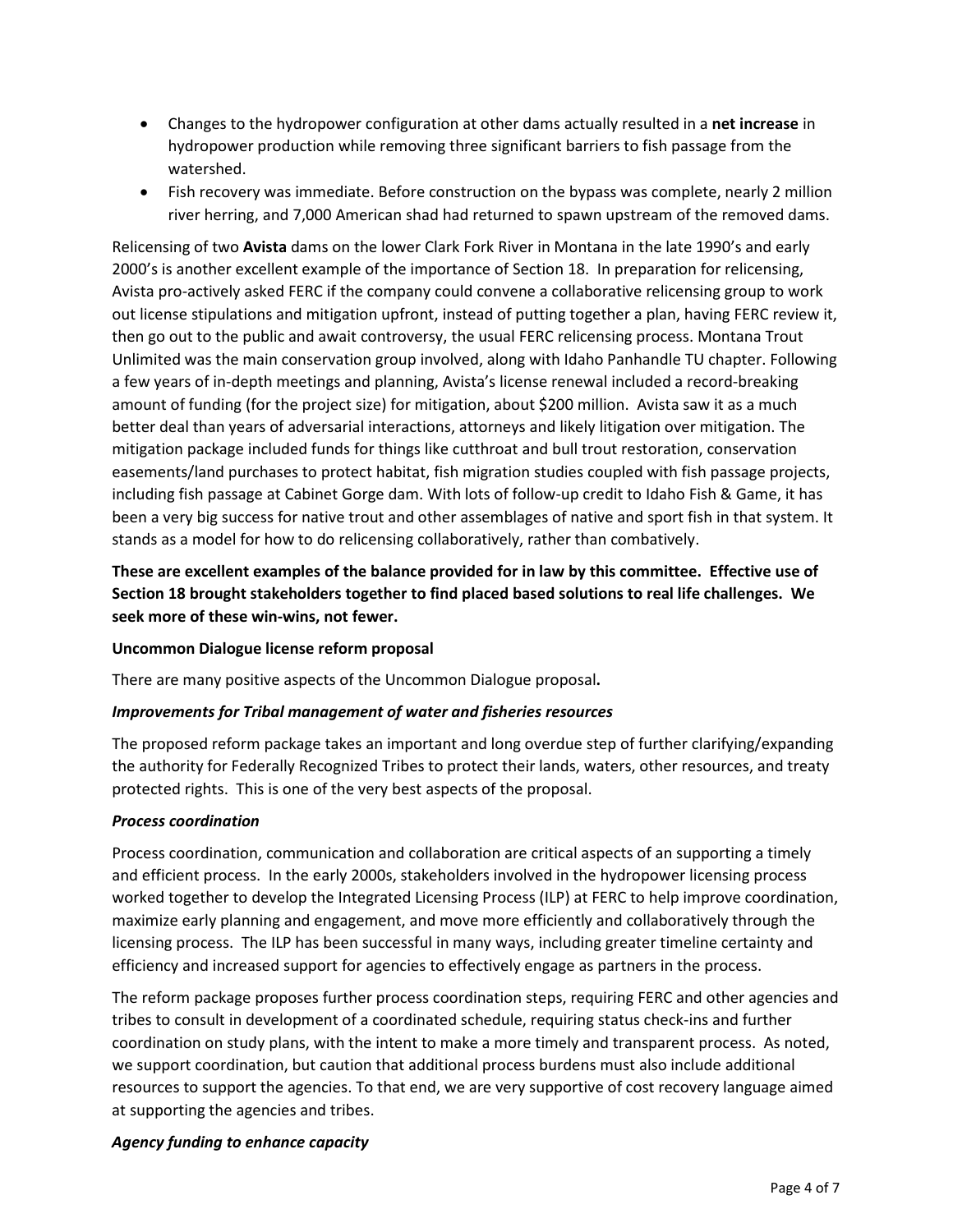- Changes to the hydropower configuration at other dams actually resulted in a **net increase** in hydropower production while removing three significant barriers to fish passage from the watershed.
- Fish recovery was immediate. Before construction on the bypass was complete, nearly 2 million river herring, and 7,000 American shad had returned to spawn upstream of the removed dams.

Relicensing of two **Avista** dams on the lower Clark Fork River in Montana in the late 1990's and early 2000's is another excellent example of the importance of Section 18. In preparation for relicensing, Avista pro-actively asked FERC if the company could convene a collaborative relicensing group to work out license stipulations and mitigation upfront, instead of putting together a plan, having FERC review it, then go out to the public and await controversy, the usual FERC relicensing process. Montana Trout Unlimited was the main conservation group involved, along with Idaho Panhandle TU chapter. Following a few years of in-depth meetings and planning, Avista's license renewal included a record-breaking amount of funding (for the project size) for mitigation, about $200 million. Avista saw it as a much better deal than years of adversarial interactions, attorneys and likely litigation over mitigation. The mitigation package included funds for things like cutthroat and bull trout restoration, conservation easements/land purchases to protect habitat, fish migration studies coupled with fish passage projects, including fish passage at Cabinet Gorge dam. With lots of follow-up credit to Idaho Fish & Game, it has been a very big success for native trout and other assemblages of native and sport fish in that system. It stands as a model for how to do relicensing collaboratively, rather than combatively.

**These are excellent examples of the balance provided for in law by this committee. Effective use of Section 18 brought stakeholders together to find placed based solutions to real life challenges. We seek more of these win-wins, not fewer.**

**Uncommon Dialogue license reform proposal**

There are many positive aspects of the Uncommon Dialogue proposal**.**

***Improvements for Tribal management of water and fisheries resources***

The proposed reform package takes an important and long overdue step of further clarifying/expanding the authority for Federally Recognized Tribes to protect their lands, waters, other resources, and treaty protected rights. This is one of the very best aspects of the proposal.

***Process coordination***

Process coordination, communication and collaboration are critical aspects of an supporting a timely and efficient process. In the early 2000s, stakeholders involved in the hydropower licensing process worked together to develop the Integrated Licensing Process (ILP) at FERC to help improve coordination, maximize early planning and engagement, and move more efficiently and collaboratively through the licensing process. The ILP has been successful in many ways, including greater timeline certainty and efficiency and increased support for agencies to effectively engage as partners in the process.

The reform package proposes further process coordination steps, requiring FERC and other agencies and tribes to consult in development of a coordinated schedule, requiring status check-ins and further coordination on study plans, with the intent to make a more timely and transparent process. As noted, we support coordination, but caution that additional process burdens must also include additional resources to support the agencies. To that end, we are very supportive of cost recovery language aimed at supporting the agencies and tribes.

***Agency funding to enhance capacity***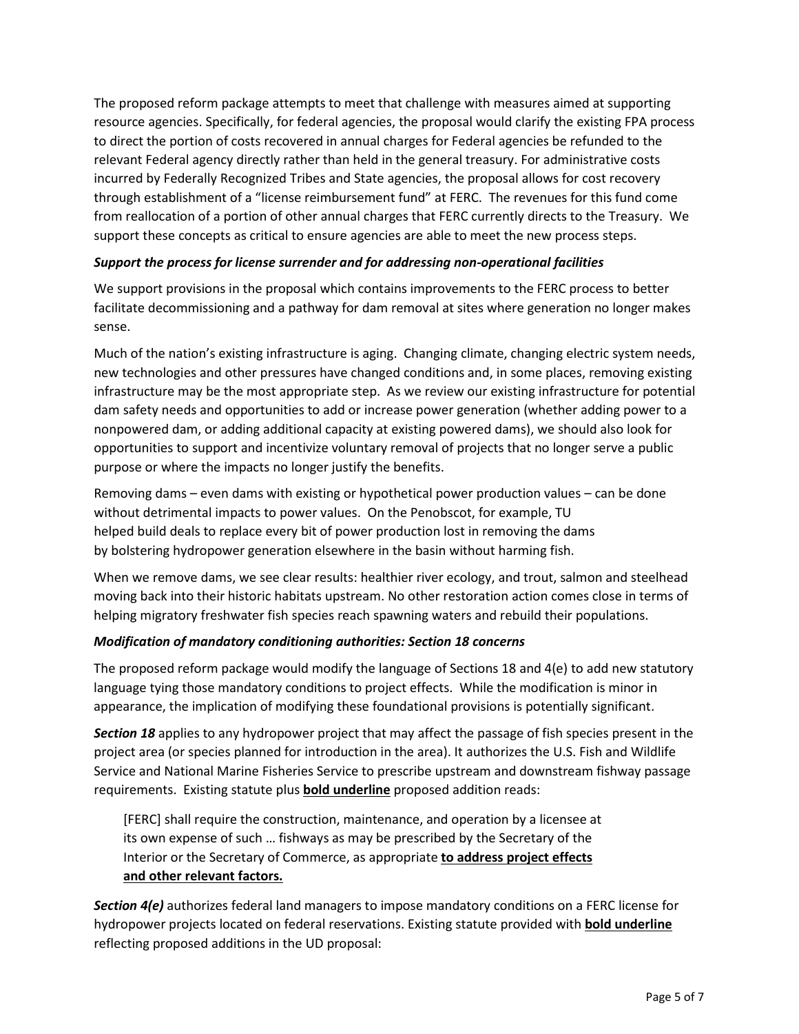The proposed reform package attempts to meet that challenge with measures aimed at supporting resource agencies. Specifically, for federal agencies, the proposal would clarify the existing FPA process to direct the portion of costs recovered in annual charges for Federal agencies be refunded to the relevant Federal agency directly rather than held in the general treasury. For administrative costs incurred by Federally Recognized Tribes and State agencies, the proposal allows for cost recovery through establishment of a "license reimbursement fund" at FERC. The revenues for this fund come from reallocation of a portion of other annual charges that FERC currently directs to the Treasury. We support these concepts as critical to ensure agencies are able to meet the new process steps.

***Support the process for license surrender and for addressing non-operational facilities***

We support provisions in the proposal which contains improvements to the FERC process to better facilitate decommissioning and a pathway for dam removal at sites where generation no longer makes sense.

Much of the nation's existing infrastructure is aging. Changing climate, changing electric system needs, new technologies and other pressures have changed conditions and, in some places, removing existing infrastructure may be the most appropriate step. As we review our existing infrastructure for potential dam safety needs and opportunities to add or increase power generation (whether adding power to a nonpowered dam, or adding additional capacity at existing powered dams), we should also look for opportunities to support and incentivize voluntary removal of projects that no longer serve a public purpose or where the impacts no longer justify the benefits.

Removing dams – even dams with existing or hypothetical power production values – can be done without detrimental impacts to power values. On the Penobscot, for example, TU helped build deals to replace every bit of power production lost in removing the dams by bolstering hydropower generation elsewhere in the basin without harming fish.

When we remove dams, we see clear results: healthier river ecology, and trout, salmon and steelhead moving back into their historic habitats upstream. No other restoration action comes close in terms of helping migratory freshwater fish species reach spawning waters and rebuild their populations.

***Modification of mandatory conditioning authorities: Section 18 concerns***

The proposed reform package would modify the language of Sections 18 and 4(e) to add new statutory language tying those mandatory conditions to project effects. While the modification is minor in appearance, the implication of modifying these foundational provisions is potentially significant.

***Section 18*** applies to any hydropower project that may affect the passage of fish species present in the project area (or species planned for introduction in the area). It authorizes the U.S. Fish and Wildlife Service and National Marine Fisheries Service to prescribe upstream and downstream fishway passage requirements. Existing statute plus <u>**bold underline**</u> proposed addition reads:

> [FERC] shall require the construction, maintenance, and operation by a licensee at its own expense of such … fishways as may be prescribed by the Secretary of the Interior or the Secretary of Commerce, as appropriate <u>**to address project effects and other relevant factors.**</u>

***Section 4(e)*** authorizes federal land managers to impose mandatory conditions on a FERC license for hydropower projects located on federal reservations. Existing statute provided with <u>**bold underline**</u> reflecting proposed additions in the UD proposal: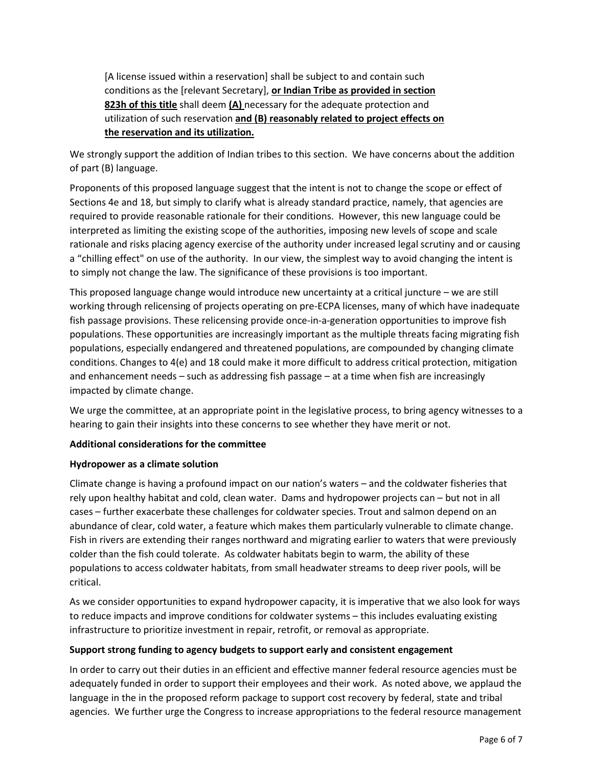> [A license issued within a reservation] shall be subject to and contain such conditions as the [relevant Secretary], <u>**or Indian Tribe as provided in section 823h of this title**</u> shall deem <u>**(A)**</u> necessary for the adequate protection and utilization of such reservation <u>**and (B) reasonably related to project effects on the reservation and its utilization.**</u>

We strongly support the addition of Indian tribes to this section. We have concerns about the addition of part (B) language.

Proponents of this proposed language suggest that the intent is not to change the scope or effect of Sections 4e and 18, but simply to clarify what is already standard practice, namely, that agencies are required to provide reasonable rationale for their conditions. However, this new language could be interpreted as limiting the existing scope of the authorities, imposing new levels of scope and scale rationale and risks placing agency exercise of the authority under increased legal scrutiny and or causing a "chilling effect" on use of the authority. In our view, the simplest way to avoid changing the intent is to simply not change the law. The significance of these provisions is too important.

This proposed language change would introduce new uncertainty at a critical juncture – we are still working through relicensing of projects operating on pre-ECPA licenses, many of which have inadequate fish passage provisions. These relicensing provide once-in-a-generation opportunities to improve fish populations. These opportunities are increasingly important as the multiple threats facing migrating fish populations, especially endangered and threatened populations, are compounded by changing climate conditions. Changes to 4(e) and 18 could make it more difficult to address critical protection, mitigation and enhancement needs – such as addressing fish passage – at a time when fish are increasingly impacted by climate change.

We urge the committee, at an appropriate point in the legislative process, to bring agency witnesses to a hearing to gain their insights into these concerns to see whether they have merit or not.

**Additional considerations for the committee**

**Hydropower as a climate solution**

Climate change is having a profound impact on our nation's waters – and the coldwater fisheries that rely upon healthy habitat and cold, clean water. Dams and hydropower projects can – but not in all cases – further exacerbate these challenges for coldwater species. Trout and salmon depend on an abundance of clear, cold water, a feature which makes them particularly vulnerable to climate change. Fish in rivers are extending their ranges northward and migrating earlier to waters that were previously colder than the fish could tolerate. As coldwater habitats begin to warm, the ability of these populations to access coldwater habitats, from small headwater streams to deep river pools, will be critical.

As we consider opportunities to expand hydropower capacity, it is imperative that we also look for ways to reduce impacts and improve conditions for coldwater systems – this includes evaluating existing infrastructure to prioritize investment in repair, retrofit, or removal as appropriate.

**Support strong funding to agency budgets to support early and consistent engagement**

In order to carry out their duties in an efficient and effective manner federal resource agencies must be adequately funded in order to support their employees and their work. As noted above, we applaud the language in the in the proposed reform package to support cost recovery by federal, state and tribal agencies. We further urge the Congress to increase appropriations to the federal resource management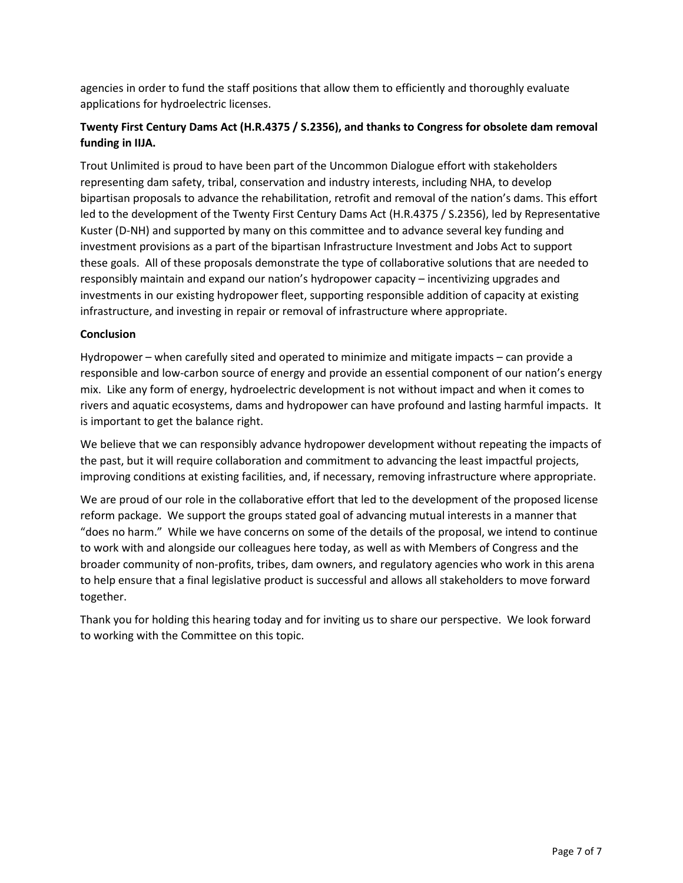agencies in order to fund the staff positions that allow them to efficiently and thoroughly evaluate applications for hydroelectric licenses.

**Twenty First Century Dams Act (H.R.4375 / S.2356), and thanks to Congress for obsolete dam removal funding in IIJA.**

Trout Unlimited is proud to have been part of the Uncommon Dialogue effort with stakeholders representing dam safety, tribal, conservation and industry interests, including NHA, to develop bipartisan proposals to advance the rehabilitation, retrofit and removal of the nation's dams. This effort led to the development of the Twenty First Century Dams Act (H.R.4375 / S.2356), led by Representative Kuster (D-NH) and supported by many on this committee and to advance several key funding and investment provisions as a part of the bipartisan Infrastructure Investment and Jobs Act to support these goals. All of these proposals demonstrate the type of collaborative solutions that are needed to responsibly maintain and expand our nation's hydropower capacity – incentivizing upgrades and investments in our existing hydropower fleet, supporting responsible addition of capacity at existing infrastructure, and investing in repair or removal of infrastructure where appropriate.

**Conclusion**

Hydropower – when carefully sited and operated to minimize and mitigate impacts – can provide a responsible and low-carbon source of energy and provide an essential component of our nation's energy mix. Like any form of energy, hydroelectric development is not without impact and when it comes to rivers and aquatic ecosystems, dams and hydropower can have profound and lasting harmful impacts. It is important to get the balance right.

We believe that we can responsibly advance hydropower development without repeating the impacts of the past, but it will require collaboration and commitment to advancing the least impactful projects, improving conditions at existing facilities, and, if necessary, removing infrastructure where appropriate.

We are proud of our role in the collaborative effort that led to the development of the proposed license reform package. We support the groups stated goal of advancing mutual interests in a manner that "does no harm." While we have concerns on some of the details of the proposal, we intend to continue to work with and alongside our colleagues here today, as well as with Members of Congress and the broader community of non-profits, tribes, dam owners, and regulatory agencies who work in this arena to help ensure that a final legislative product is successful and allows all stakeholders to move forward together.

Thank you for holding this hearing today and for inviting us to share our perspective. We look forward to working with the Committee on this topic.